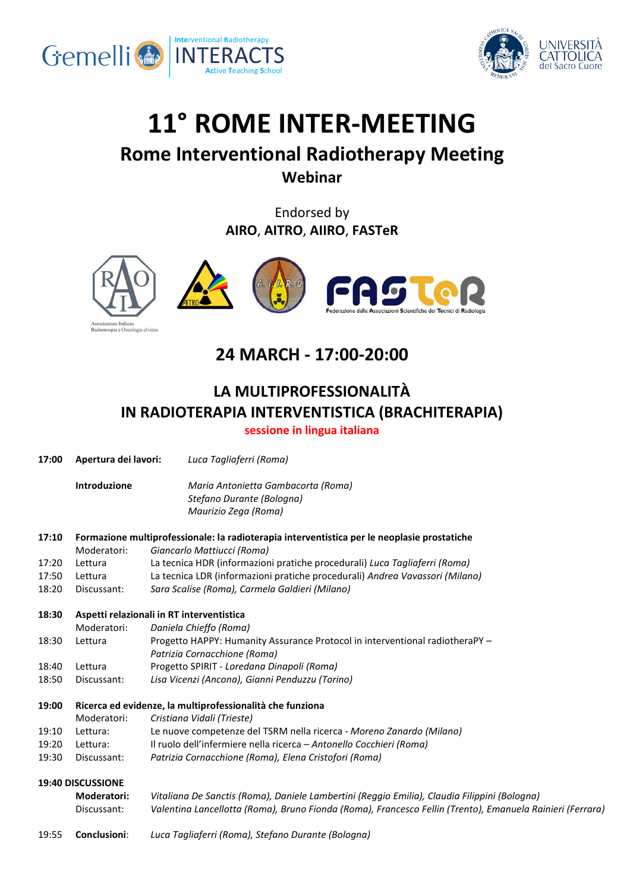Gemelli | Interventional Radiotherapy INTERACTS Active Teaching School | UNIVERSITÀ CATTOLICA del Sacro Cuore

# 11° ROME INTER-MEETING

## Rome Interventional Radiotherapy Meeting

### Webinar

Endorsed by

**AIRO, AITRO, AIIRO, FASTeR**

Associazione Italiana Radioterapia e Oncologia clinica

Federazione delle Associazioni Scientifiche dei Tecnici di Radiologia

## 24 MARCH - 17:00-20:00

## LA MULTIPROFESSIONALITÀ IN RADIOTERAPIA INTERVENTISTICA (BRACHITERAPIA)

**sessione in lingua italiana**

**17:00** **Apertura dei lavori:** *Luca Tagliaferri (Roma)*

**Introduzione** *Maria Antonietta Gambacorta (Roma)*
*Stefano Durante (Bologna)*
*Maurizio Zega (Roma)*

**17:10** **Formazione multiprofessionale: la radioterapia interventistica per le neoplasie prostatiche**

| | | |
|---|---|---|
| | Moderatori: | *Giancarlo Mattiucci (Roma)* |
| 17:20 | Lettura | La tecnica HDR (informazioni pratiche procedurali) *Luca Tagliaferri (Roma)* |
| 17:50 | Lettura | La tecnica LDR (informazioni pratiche procedurali) *Andrea Vavassori (Milano)* |
| 18:20 | Discussant: | *Sara Scalise (Roma), Carmela Galdieri (Milano)* |

**18:30** **Aspetti relazionali in RT interventistica**

| | | |
|---|---|---|
| | Moderatori: | *Daniela Chieffo (Roma)* |
| 18:30 | Lettura | Progetto HAPPY: Humanity Assurance Protocol in interventional radiotheraPY – *Patrizia Cornacchione (Roma)* |
| 18:40 | Lettura | Progetto SPIRIT - *Loredana Dinapoli (Roma)* |
| 18:50 | Discussant: | *Lisa Vicenzi (Ancona), Gianni Penduzzu (Torino)* |

**19:00** **Ricerca ed evidenze, la multiprofessionalità che funziona**

| | | |
|---|---|---|
| | Moderatori: | *Cristiana Vidali (Trieste)* |
| 19:10 | Lettura: | Le nuove competenze del TSRM nella ricerca - *Moreno Zanardo (Milano)* |
| 19:20 | Lettura: | Il ruolo dell'infermiere nella ricerca – *Antonello Cocchieri (Roma)* |
| 19:30 | Discussant: | *Patrizia Cornacchione (Roma), Elena Cristofori (Roma)* |

**19:40 DISCUSSIONE**

**Moderatori:** *Vitaliana De Sanctis (Roma), Daniele Lambertini (Reggio Emilia), Claudia Filippini (Bologna)*
Discussant: *Valentina Lancellotta (Roma), Bruno Fionda (Roma), Francesco Fellin (Trento), Emanuela Rainieri (Ferrara)*

19:55 **Conclusioni**: *Luca Tagliaferri (Roma), Stefano Durante (Bologna)*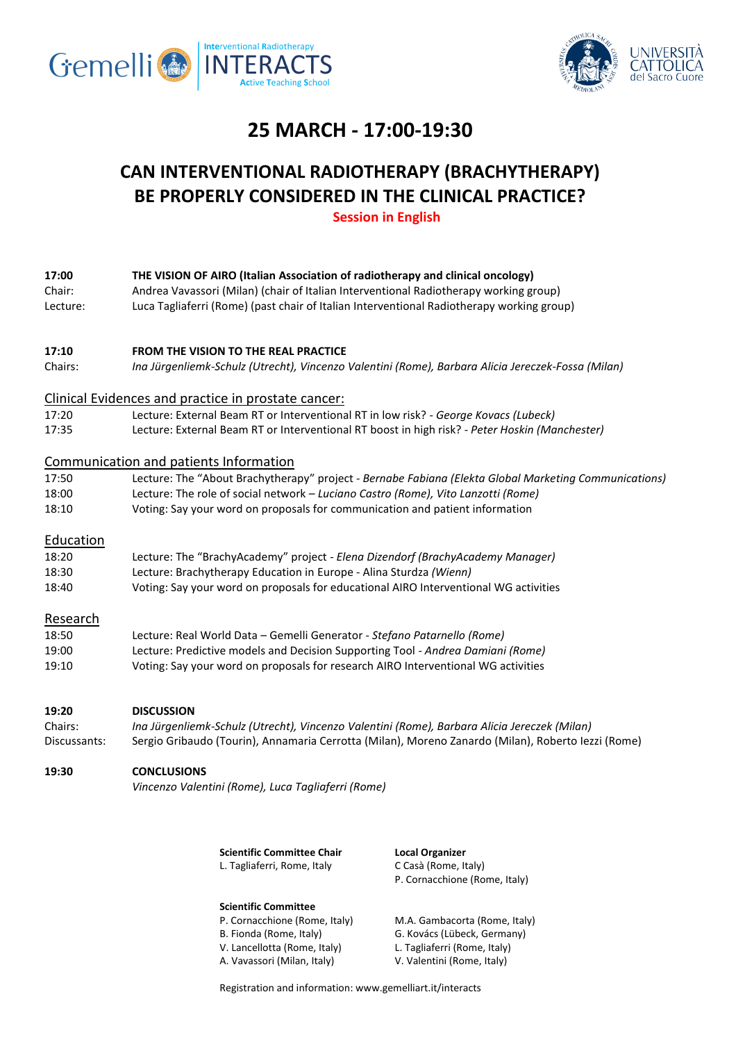Gemelli | Interventional Radiotherapy INTERACTS Active Teaching School

UNIVERSITÀ CATTOLICA del Sacro Cuore

# 25 MARCH - 17:00-19:30

## CAN INTERVENTIONAL RADIOTHERAPY (BRACHYTHERAPY) BE PROPERLY CONSIDERED IN THE CLINICAL PRACTICE?

**Session in English**

| | |
|---|---|
| **17:00** | **THE VISION OF AIRO (Italian Association of radiotherapy and clinical oncology)** |
| Chair: | Andrea Vavassori (Milan) (chair of Italian Interventional Radiotherapy working group) |
| Lecture: | Luca Tagliaferri (Rome) (past chair of Italian Interventional Radiotherapy working group) |

| | |
|---|---|
| **17:10** | **FROM THE VISION TO THE REAL PRACTICE** |
| Chairs: | *Ina Jürgenliemk-Schulz (Utrecht), Vincenzo Valentini (Rome), Barbara Alicia Jereczek-Fossa (Milan)* |

Clinical Evidences and practice in prostate cancer:

| | |
|---|---|
| 17:20 | Lecture: External Beam RT or Interventional RT in low risk? - *George Kovacs (Lubeck)* |
| 17:35 | Lecture: External Beam RT or Interventional RT boost in high risk? - *Peter Hoskin (Manchester)* |

Communication and patients Information

| | |
|---|---|
| 17:50 | Lecture: The "About Brachytherapy" project - *Bernabe Fabiana (Elekta Global Marketing Communications)* |
| 18:00 | Lecture: The role of social network – *Luciano Castro (Rome), Vito Lanzotti (Rome)* |
| 18:10 | Voting: Say your word on proposals for communication and patient information |

Education

| | |
|---|---|
| 18:20 | Lecture: The "BrachyAcademy" project - *Elena Dizendorf (BrachyAcademy Manager)* |
| 18:30 | Lecture: Brachytherapy Education in Europe - Alina Sturdza *(Wienn)* |
| 18:40 | Voting: Say your word on proposals for educational AIRO Interventional WG activities |

Research

| | |
|---|---|
| 18:50 | Lecture: Real World Data – Gemelli Generator - *Stefano Patarnello (Rome)* |
| 19:00 | Lecture: Predictive models and Decision Supporting Tool - *Andrea Damiani (Rome)* |
| 19:10 | Voting: Say your word on proposals for research AIRO Interventional WG activities |

| | |
|---|---|
| **19:20** | **DISCUSSION** |
| Chairs: | *Ina Jürgenliemk-Schulz (Utrecht), Vincenzo Valentini (Rome), Barbara Alicia Jereczek (Milan)* |
| Discussants: | Sergio Gribaudo (Tourin), Annamaria Cerrotta (Milan), Moreno Zanardo (Milan), Roberto Iezzi (Rome) |

| | |
|---|---|
| **19:30** | **CONCLUSIONS** |
| | *Vincenzo Valentini (Rome), Luca Tagliaferri (Rome)* |

**Scientific Committee Chair**
L. Tagliaferri, Rome, Italy

**Local Organizer**
C Casà (Rome, Italy)
P. Cornacchione (Rome, Italy)

**Scientific Committee**
P. Cornacchione (Rome, Italy)
B. Fionda (Rome, Italy)
V. Lancellotta (Rome, Italy)
A. Vavassori (Milan, Italy)
M.A. Gambacorta (Rome, Italy)
G. Kovács (Lübeck, Germany)
L. Tagliaferri (Rome, Italy)
V. Valentini (Rome, Italy)

Registration and information: www.gemelliart.it/interacts